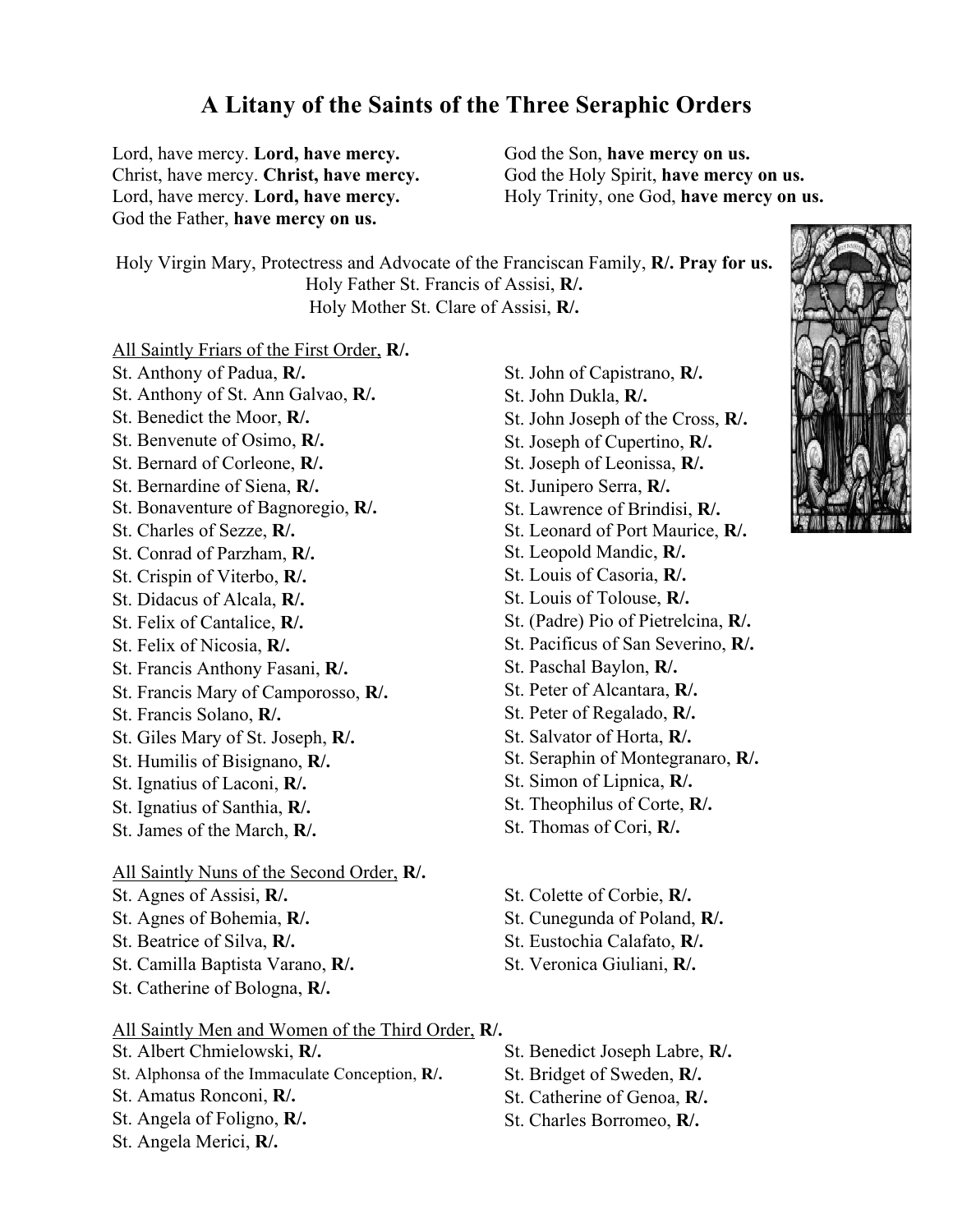# A Litany of the Saints of the Three Seraphic Orders

Lord, have mercy. **Lord, have mercy.**
Christ, have mercy. **Christ, have mercy.**
Lord, have mercy. **Lord, have mercy.**
God the Father, **have mercy on us.**
God the Son, **have mercy on us.**
God the Holy Spirit, **have mercy on us.**
Holy Trinity, one God, **have mercy on us.**

Holy Virgin Mary, Protectress and Advocate of the Franciscan Family, **R/. Pray for us.**
Holy Father St. Francis of Assisi, **R/.**
Holy Mother St. Clare of Assisi, **R/.**

All Saintly Friars of the First Order, **R/.**

St. Anthony of Padua, **R/.**
St. Anthony of St. Ann Galvao, **R/.**
St. Benedict the Moor, **R/.**
St. Benvenute of Osimo, **R/.**
St. Bernard of Corleone, **R/.**
St. Bernardine of Siena, **R/.**
St. Bonaventure of Bagnoregio, **R/.**
St. Charles of Sezze, **R/.**
St. Conrad of Parzham, **R/.**
St. Crispin of Viterbo, **R/.**
St. Didacus of Alcala, **R/.**
St. Felix of Cantalice, **R/.**
St. Felix of Nicosia, **R/.**
St. Francis Anthony Fasani, **R/.**
St. Francis Mary of Camporosso, **R/.**
St. Francis Solano, **R/.**
St. Giles Mary of St. Joseph, **R/.**
St. Humilis of Bisignano, **R/.**
St. Ignatius of Laconi, **R/.**
St. Ignatius of Santhia, **R/.**
St. James of the March, **R/.**
St. John of Capistrano, **R/.**
St. John Dukla, **R/.**
St. John Joseph of the Cross, **R/.**
St. Joseph of Cupertino, **R/.**
St. Joseph of Leonissa, **R/.**
St. Junipero Serra, **R/.**
St. Lawrence of Brindisi, **R/.**
St. Leonard of Port Maurice, **R/.**
St. Leopold Mandic, **R/.**
St. Louis of Casoria, **R/.**
St. Louis of Tolouse, **R/.**
St. (Padre) Pio of Pietrelcina, **R/.**
St. Pacificus of San Severino, **R/.**
St. Paschal Baylon, **R/.**
St. Peter of Alcantara, **R/.**
St. Peter of Regalado, **R/.**
St. Salvator of Horta, **R/.**
St. Seraphin of Montegranaro, **R/.**
St. Simon of Lipnica, **R/.**
St. Theophilus of Corte, **R/.**
St. Thomas of Cori, **R/.**

All Saintly Nuns of the Second Order, **R/.**

St. Agnes of Assisi, **R/.**
St. Agnes of Bohemia, **R/.**
St. Beatrice of Silva, **R/.**
St. Camilla Baptista Varano, **R/.**
St. Catherine of Bologna, **R/.**
St. Colette of Corbie, **R/.**
St. Cunegunda of Poland, **R/.**
St. Eustochia Calafato, **R/.**
St. Veronica Giuliani, **R/.**

All Saintly Men and Women of the Third Order, **R/.**

St. Albert Chmielowski, **R/.**
St. Alphonsa of the Immaculate Conception, **R/.**
St. Amatus Ronconi, **R/.**
St. Angela of Foligno, **R/.**
St. Angela Merici, **R/.**
St. Benedict Joseph Labre, **R/.**
St. Bridget of Sweden, **R/.**
St. Catherine of Genoa, **R/.**
St. Charles Borromeo, **R/.**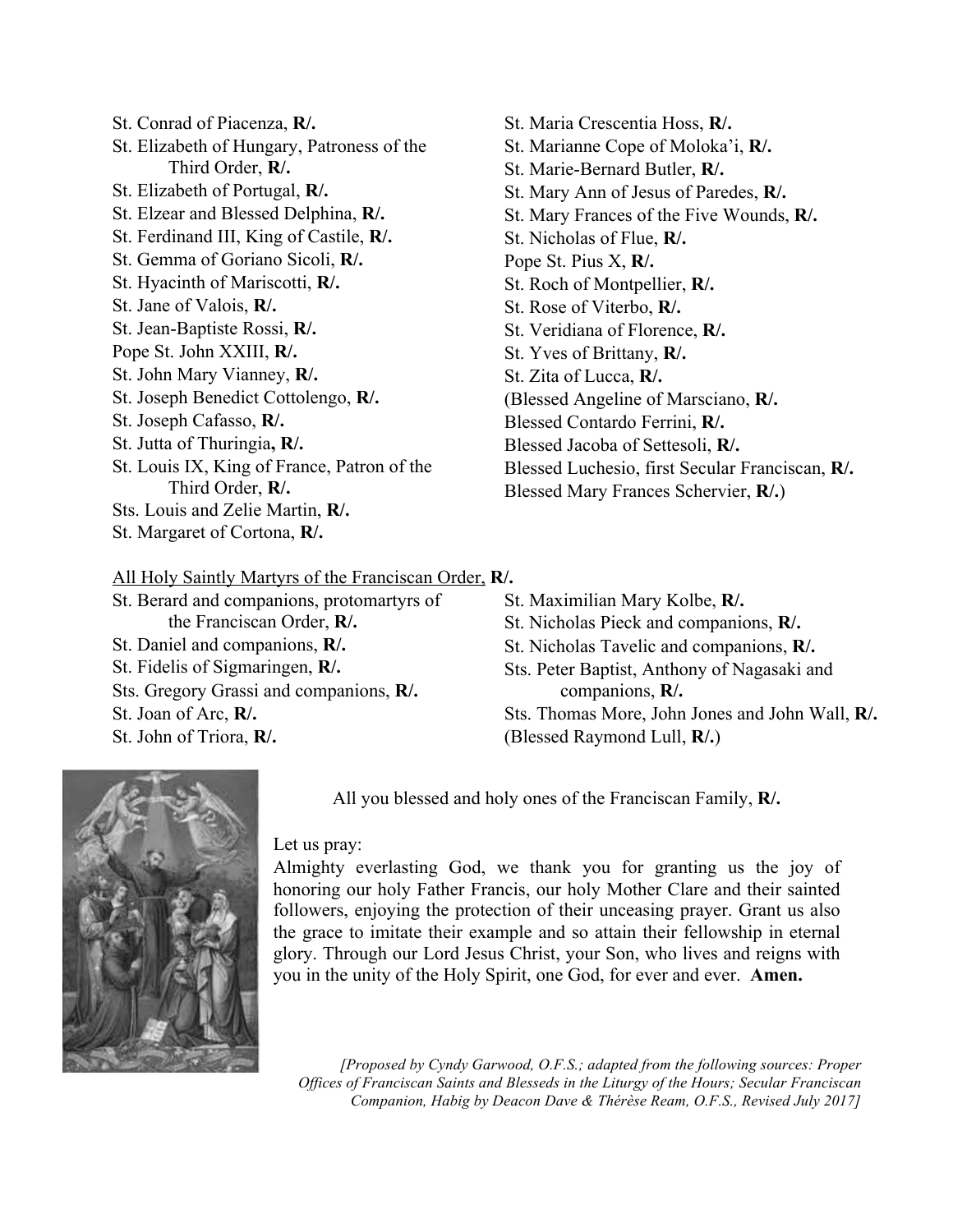St. Conrad of Piacenza, **R/.**
St. Elizabeth of Hungary, Patroness of the Third Order, **R/.**
St. Elizabeth of Portugal, **R/.**
St. Elzear and Blessed Delphina, **R/.**
St. Ferdinand III, King of Castile, **R/.**
St. Gemma of Goriano Sicoli, **R/.**
St. Hyacinth of Mariscotti, **R/.**
St. Jane of Valois, **R/.**
St. Jean-Baptiste Rossi, **R/.**
Pope St. John XXIII, **R/.**
St. John Mary Vianney, **R/.**
St. Joseph Benedict Cottolengo, **R/.**
St. Joseph Cafasso, **R/.**
St. Jutta of Thuringia**, R/.**
St. Louis IX, King of France, Patron of the Third Order, **R/.**
Sts. Louis and Zelie Martin, **R/.**
St. Margaret of Cortona, **R/.**
St. Maria Crescentia Hoss, **R/.**
St. Marianne Cope of Moloka'i, **R/.**
St. Marie-Bernard Butler, **R/.**
St. Mary Ann of Jesus of Paredes, **R/.**
St. Mary Frances of the Five Wounds, **R/.**
St. Nicholas of Flue, **R/.**
Pope St. Pius X, **R/.**
St. Roch of Montpellier, **R/.**
St. Rose of Viterbo, **R/.**
St. Veridiana of Florence, **R/.**
St. Yves of Brittany, **R/.**
St. Zita of Lucca, **R/.**
(Blessed Angeline of Marsciano, **R/.**
Blessed Contardo Ferrini, **R/.**
Blessed Jacoba of Settesoli, **R/.**
Blessed Luchesio, first Secular Franciscan, **R/.**
Blessed Mary Frances Schervier, **R/.**)

<u>All Holy Saintly Martyrs of the Franciscan Order,</u> **R/.**

St. Berard and companions, protomartyrs of the Franciscan Order, **R/.**
St. Daniel and companions, **R/.**
St. Fidelis of Sigmaringen, **R/.**
Sts. Gregory Grassi and companions, **R/.**
St. Joan of Arc, **R/.**
St. John of Triora, **R/.**
St. Maximilian Mary Kolbe, **R/.**
St. Nicholas Pieck and companions, **R/.**
St. Nicholas Tavelic and companions, **R/.**
Sts. Peter Baptist, Anthony of Nagasaki and companions, **R/.**
Sts. Thomas More, John Jones and John Wall, **R/.**
(Blessed Raymond Lull, **R/.**)

All you blessed and holy ones of the Franciscan Family, **R/.**

Let us pray:
Almighty everlasting God, we thank you for granting us the joy of honoring our holy Father Francis, our holy Mother Clare and their sainted followers, enjoying the protection of their unceasing prayer. Grant us also the grace to imitate their example and so attain their fellowship in eternal glory. Through our Lord Jesus Christ, your Son, who lives and reigns with you in the unity of the Holy Spirit, one God, for ever and ever. **Amen.**

*[Proposed by Cyndy Garwood, O.F.S.; adapted from the following sources: Proper Offices of Franciscan Saints and Blesseds in the Liturgy of the Hours; Secular Franciscan Companion, Habig by Deacon Dave & Thérèse Ream, O.F.S., Revised July 2017]*